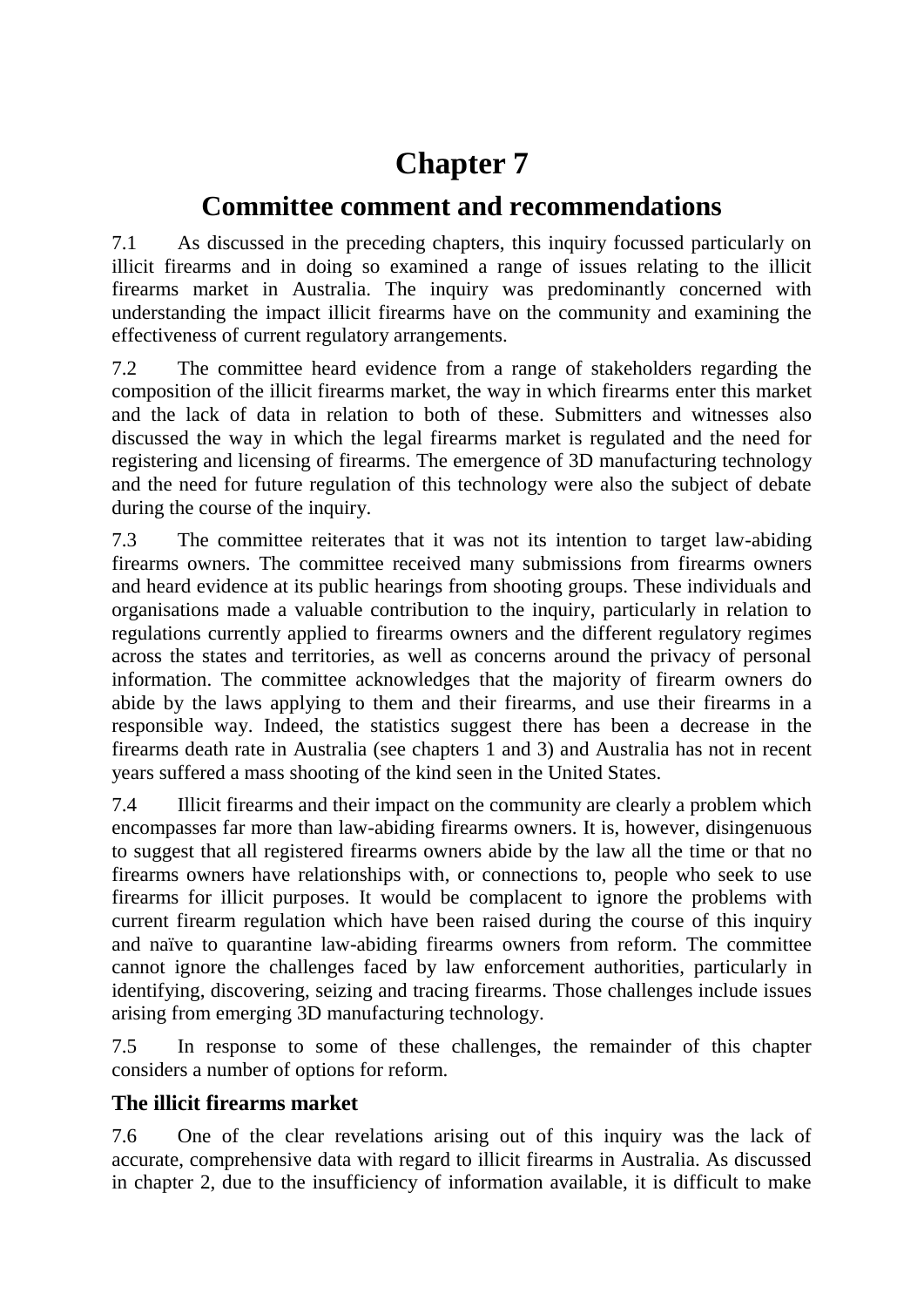# Chapter 7

## Committee comment and recommendations

7.1 As discussed in the preceding chapters, this inquiry focussed particularly on illicit firearms and in doing so examined a range of issues relating to the illicit firearms market in Australia. The inquiry was predominantly concerned with understanding the impact illicit firearms have on the community and examining the effectiveness of current regulatory arrangements.

7.2 The committee heard evidence from a range of stakeholders regarding the composition of the illicit firearms market, the way in which firearms enter this market and the lack of data in relation to both of these. Submitters and witnesses also discussed the way in which the legal firearms market is regulated and the need for registering and licensing of firearms. The emergence of 3D manufacturing technology and the need for future regulation of this technology were also the subject of debate during the course of the inquiry.

7.3 The committee reiterates that it was not its intention to target law-abiding firearms owners. The committee received many submissions from firearms owners and heard evidence at its public hearings from shooting groups. These individuals and organisations made a valuable contribution to the inquiry, particularly in relation to regulations currently applied to firearms owners and the different regulatory regimes across the states and territories, as well as concerns around the privacy of personal information. The committee acknowledges that the majority of firearm owners do abide by the laws applying to them and their firearms, and use their firearms in a responsible way. Indeed, the statistics suggest there has been a decrease in the firearms death rate in Australia (see chapters 1 and 3) and Australia has not in recent years suffered a mass shooting of the kind seen in the United States.

7.4 Illicit firearms and their impact on the community are clearly a problem which encompasses far more than law-abiding firearms owners. It is, however, disingenuous to suggest that all registered firearms owners abide by the law all the time or that no firearms owners have relationships with, or connections to, people who seek to use firearms for illicit purposes. It would be complacent to ignore the problems with current firearm regulation which have been raised during the course of this inquiry and naïve to quarantine law-abiding firearms owners from reform. The committee cannot ignore the challenges faced by law enforcement authorities, particularly in identifying, discovering, seizing and tracing firearms. Those challenges include issues arising from emerging 3D manufacturing technology.

7.5 In response to some of these challenges, the remainder of this chapter considers a number of options for reform.

### The illicit firearms market

7.6 One of the clear revelations arising out of this inquiry was the lack of accurate, comprehensive data with regard to illicit firearms in Australia. As discussed in chapter 2, due to the insufficiency of information available, it is difficult to make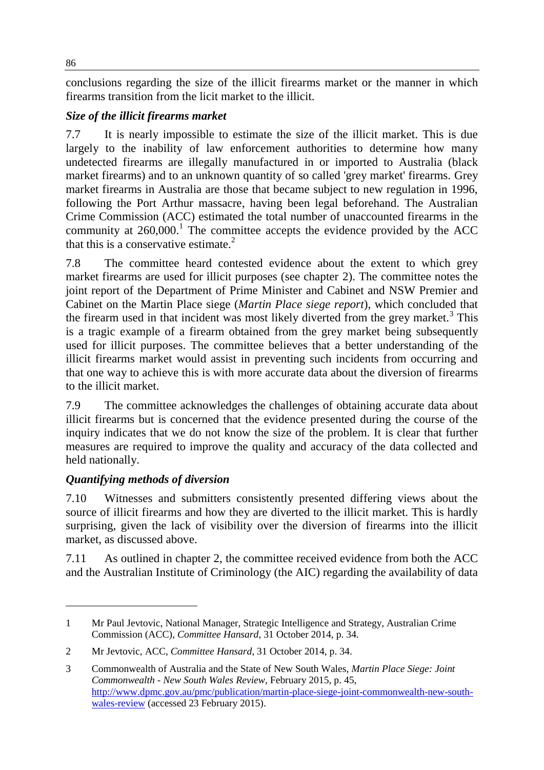conclusions regarding the size of the illicit firearms market or the manner in which firearms transition from the licit market to the illicit.

### *Size of the illicit firearms market*

7.7 It is nearly impossible to estimate the size of the illicit market. This is due largely to the inability of law enforcement authorities to determine how many undetected firearms are illegally manufactured in or imported to Australia (black market firearms) and to an unknown quantity of so called 'grey market' firearms. Grey market firearms in Australia are those that became subject to new regulation in 1996, following the Port Arthur massacre, having been legal beforehand. The Australian Crime Commission (ACC) estimated the total number of unaccounted firearms in the community at 260,000.[1] The committee accepts the evidence provided by the ACC that this is a conservative estimate.[2]

7.8 The committee heard contested evidence about the extent to which grey market firearms are used for illicit purposes (see chapter 2). The committee notes the joint report of the Department of Prime Minister and Cabinet and NSW Premier and Cabinet on the Martin Place siege (*Martin Place siege report*), which concluded that the firearm used in that incident was most likely diverted from the grey market.[3] This is a tragic example of a firearm obtained from the grey market being subsequently used for illicit purposes. The committee believes that a better understanding of the illicit firearms market would assist in preventing such incidents from occurring and that one way to achieve this is with more accurate data about the diversion of firearms to the illicit market.

7.9 The committee acknowledges the challenges of obtaining accurate data about illicit firearms but is concerned that the evidence presented during the course of the inquiry indicates that we do not know the size of the problem. It is clear that further measures are required to improve the quality and accuracy of the data collected and held nationally.

### *Quantifying methods of diversion*

7.10 Witnesses and submitters consistently presented differing views about the source of illicit firearms and how they are diverted to the illicit market. This is hardly surprising, given the lack of visibility over the diversion of firearms into the illicit market, as discussed above.

7.11 As outlined in chapter 2, the committee received evidence from both the ACC and the Australian Institute of Criminology (the AIC) regarding the availability of data

---

1 Mr Paul Jevtovic, National Manager, Strategic Intelligence and Strategy, Australian Crime Commission (ACC), *Committee Hansard*, 31 October 2014, p. 34.

2 Mr Jevtovic, ACC, *Committee Hansard*, 31 October 2014, p. 34.

3 Commonwealth of Australia and the State of New South Wales, *Martin Place Siege: Joint Commonwealth - New South Wales Review*, February 2015, p. 45, http://www.dpmc.gov.au/pmc/publication/martin-place-siege-joint-commonwealth-new-south-wales-review (accessed 23 February 2015).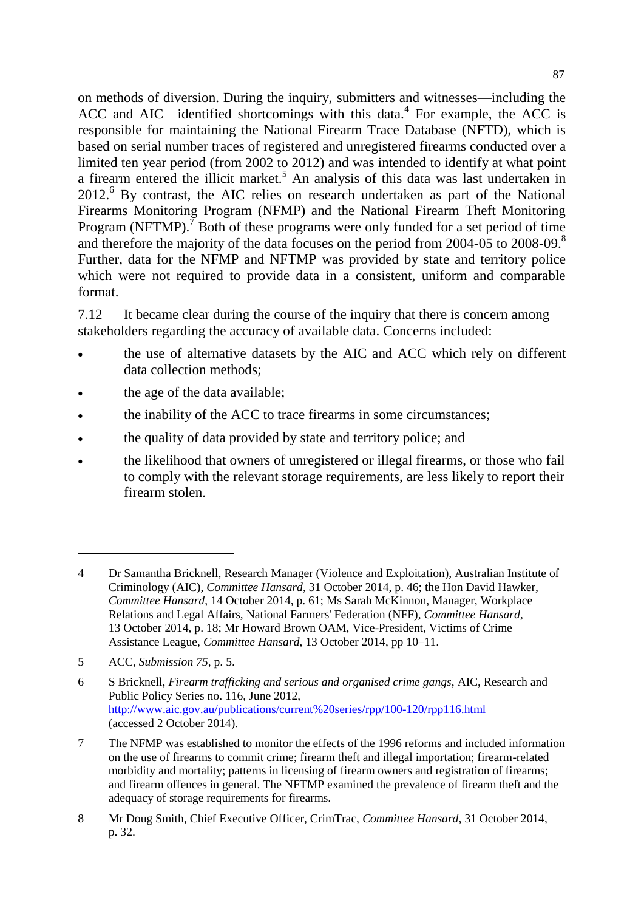on methods of diversion. During the inquiry, submitters and witnesses—including the ACC and AIC—identified shortcomings with this data.[4] For example, the ACC is responsible for maintaining the National Firearm Trace Database (NFTD), which is based on serial number traces of registered and unregistered firearms conducted over a limited ten year period (from 2002 to 2012) and was intended to identify at what point a firearm entered the illicit market.[5] An analysis of this data was last undertaken in 2012.[6] By contrast, the AIC relies on research undertaken as part of the National Firearms Monitoring Program (NFMP) and the National Firearm Theft Monitoring Program (NFTMP).[7] Both of these programs were only funded for a set period of time and therefore the majority of the data focuses on the period from 2004-05 to 2008-09.[8] Further, data for the NFMP and NFTMP was provided by state and territory police which were not required to provide data in a consistent, uniform and comparable format.

7.12 It became clear during the course of the inquiry that there is concern among stakeholders regarding the accuracy of available data. Concerns included:

- the use of alternative datasets by the AIC and ACC which rely on different data collection methods;
- the age of the data available;
- the inability of the ACC to trace firearms in some circumstances;
- the quality of data provided by state and territory police; and
- the likelihood that owners of unregistered or illegal firearms, or those who fail to comply with the relevant storage requirements, are less likely to report their firearm stolen.

---

4 Dr Samantha Bricknell, Research Manager (Violence and Exploitation), Australian Institute of Criminology (AIC), *Committee Hansard*, 31 October 2014, p. 46; the Hon David Hawker, *Committee Hansard*, 14 October 2014, p. 61; Ms Sarah McKinnon, Manager, Workplace Relations and Legal Affairs, National Farmers' Federation (NFF), *Committee Hansard*, 13 October 2014, p. 18; Mr Howard Brown OAM, Vice-President, Victims of Crime Assistance League, *Committee Hansard*, 13 October 2014, pp 10–11.

5 ACC, *Submission 75*, p. 5.

6 S Bricknell, *Firearm trafficking and serious and organised crime gangs*, AIC, Research and Public Policy Series no. 116, June 2012, http://www.aic.gov.au/publications/current%20series/rpp/100-120/rpp116.html (accessed 2 October 2014).

7 The NFMP was established to monitor the effects of the 1996 reforms and included information on the use of firearms to commit crime; firearm theft and illegal importation; firearm-related morbidity and mortality; patterns in licensing of firearm owners and registration of firearms; and firearm offences in general. The NFTMP examined the prevalence of firearm theft and the adequacy of storage requirements for firearms.

8 Mr Doug Smith, Chief Executive Officer, CrimTrac, *Committee Hansard*, 31 October 2014, p. 32.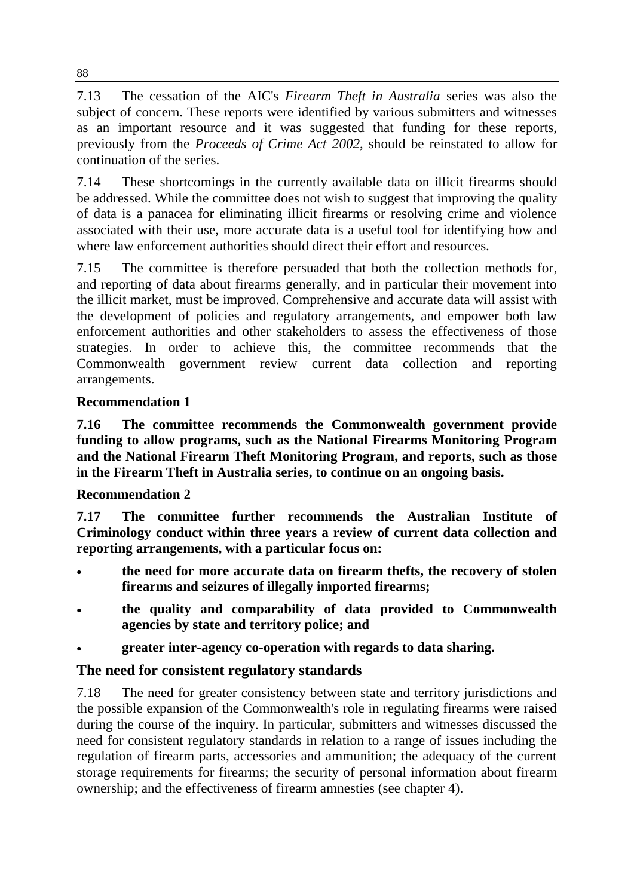7.13 The cessation of the AIC's *Firearm Theft in Australia* series was also the subject of concern. These reports were identified by various submitters and witnesses as an important resource and it was suggested that funding for these reports, previously from the *Proceeds of Crime Act 2002*, should be reinstated to allow for continuation of the series.

7.14 These shortcomings in the currently available data on illicit firearms should be addressed. While the committee does not wish to suggest that improving the quality of data is a panacea for eliminating illicit firearms or resolving crime and violence associated with their use, more accurate data is a useful tool for identifying how and where law enforcement authorities should direct their effort and resources.

7.15 The committee is therefore persuaded that both the collection methods for, and reporting of data about firearms generally, and in particular their movement into the illicit market, must be improved. Comprehensive and accurate data will assist with the development of policies and regulatory arrangements, and empower both law enforcement authorities and other stakeholders to assess the effectiveness of those strategies. In order to achieve this, the committee recommends that the Commonwealth government review current data collection and reporting arrangements.

**Recommendation 1**

**7.16 The committee recommends the Commonwealth government provide funding to allow programs, such as the National Firearms Monitoring Program and the National Firearm Theft Monitoring Program, and reports, such as those in the Firearm Theft in Australia series, to continue on an ongoing basis.**

**Recommendation 2**

**7.17 The committee further recommends the Australian Institute of Criminology conduct within three years a review of current data collection and reporting arrangements, with a particular focus on:**

- **the need for more accurate data on firearm thefts, the recovery of stolen firearms and seizures of illegally imported firearms;**
- **the quality and comparability of data provided to Commonwealth agencies by state and territory police; and**
- **greater inter-agency co-operation with regards to data sharing.**

## The need for consistent regulatory standards

7.18 The need for greater consistency between state and territory jurisdictions and the possible expansion of the Commonwealth's role in regulating firearms were raised during the course of the inquiry. In particular, submitters and witnesses discussed the need for consistent regulatory standards in relation to a range of issues including the regulation of firearm parts, accessories and ammunition; the adequacy of the current storage requirements for firearms; the security of personal information about firearm ownership; and the effectiveness of firearm amnesties (see chapter 4).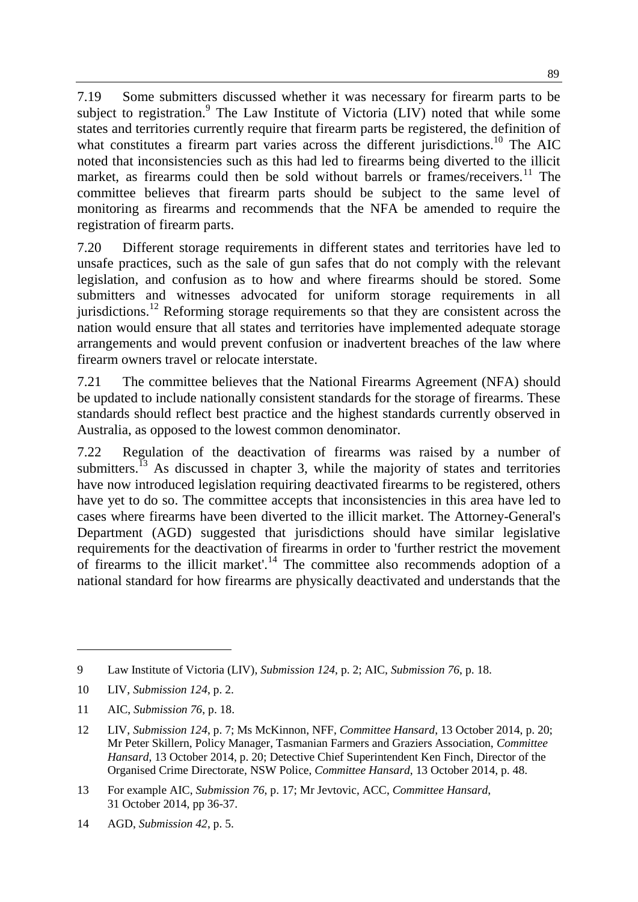7.19 Some submitters discussed whether it was necessary for firearm parts to be subject to registration.[9] The Law Institute of Victoria (LIV) noted that while some states and territories currently require that firearm parts be registered, the definition of what constitutes a firearm part varies across the different jurisdictions.[10] The AIC noted that inconsistencies such as this had led to firearms being diverted to the illicit market, as firearms could then be sold without barrels or frames/receivers.[11] The committee believes that firearm parts should be subject to the same level of monitoring as firearms and recommends that the NFA be amended to require the registration of firearm parts.

7.20 Different storage requirements in different states and territories have led to unsafe practices, such as the sale of gun safes that do not comply with the relevant legislation, and confusion as to how and where firearms should be stored. Some submitters and witnesses advocated for uniform storage requirements in all jurisdictions.[12] Reforming storage requirements so that they are consistent across the nation would ensure that all states and territories have implemented adequate storage arrangements and would prevent confusion or inadvertent breaches of the law where firearm owners travel or relocate interstate.

7.21 The committee believes that the National Firearms Agreement (NFA) should be updated to include nationally consistent standards for the storage of firearms. These standards should reflect best practice and the highest standards currently observed in Australia, as opposed to the lowest common denominator.

7.22 Regulation of the deactivation of firearms was raised by a number of submitters.[13] As discussed in chapter 3, while the majority of states and territories have now introduced legislation requiring deactivated firearms to be registered, others have yet to do so. The committee accepts that inconsistencies in this area have led to cases where firearms have been diverted to the illicit market. The Attorney-General's Department (AGD) suggested that jurisdictions should have similar legislative requirements for the deactivation of firearms in order to 'further restrict the movement of firearms to the illicit market'.[14] The committee also recommends adoption of a national standard for how firearms are physically deactivated and understands that the

---

9 Law Institute of Victoria (LIV), *Submission 124*, p. 2; AIC, *Submission 76*, p. 18.

10 LIV, *Submission 124*, p. 2.

11 AIC, *Submission 76*, p. 18.

12 LIV, *Submission 124*, p. 7; Ms McKinnon, NFF, *Committee Hansard*, 13 October 2014, p. 20; Mr Peter Skillern, Policy Manager, Tasmanian Farmers and Graziers Association, *Committee Hansard*, 13 October 2014, p. 20; Detective Chief Superintendent Ken Finch, Director of the Organised Crime Directorate, NSW Police, *Committee Hansard*, 13 October 2014, p. 48.

13 For example AIC, *Submission 76*, p. 17; Mr Jevtovic, ACC, *Committee Hansard*, 31 October 2014, pp 36-37.

14 AGD, *Submission 42*, p. 5.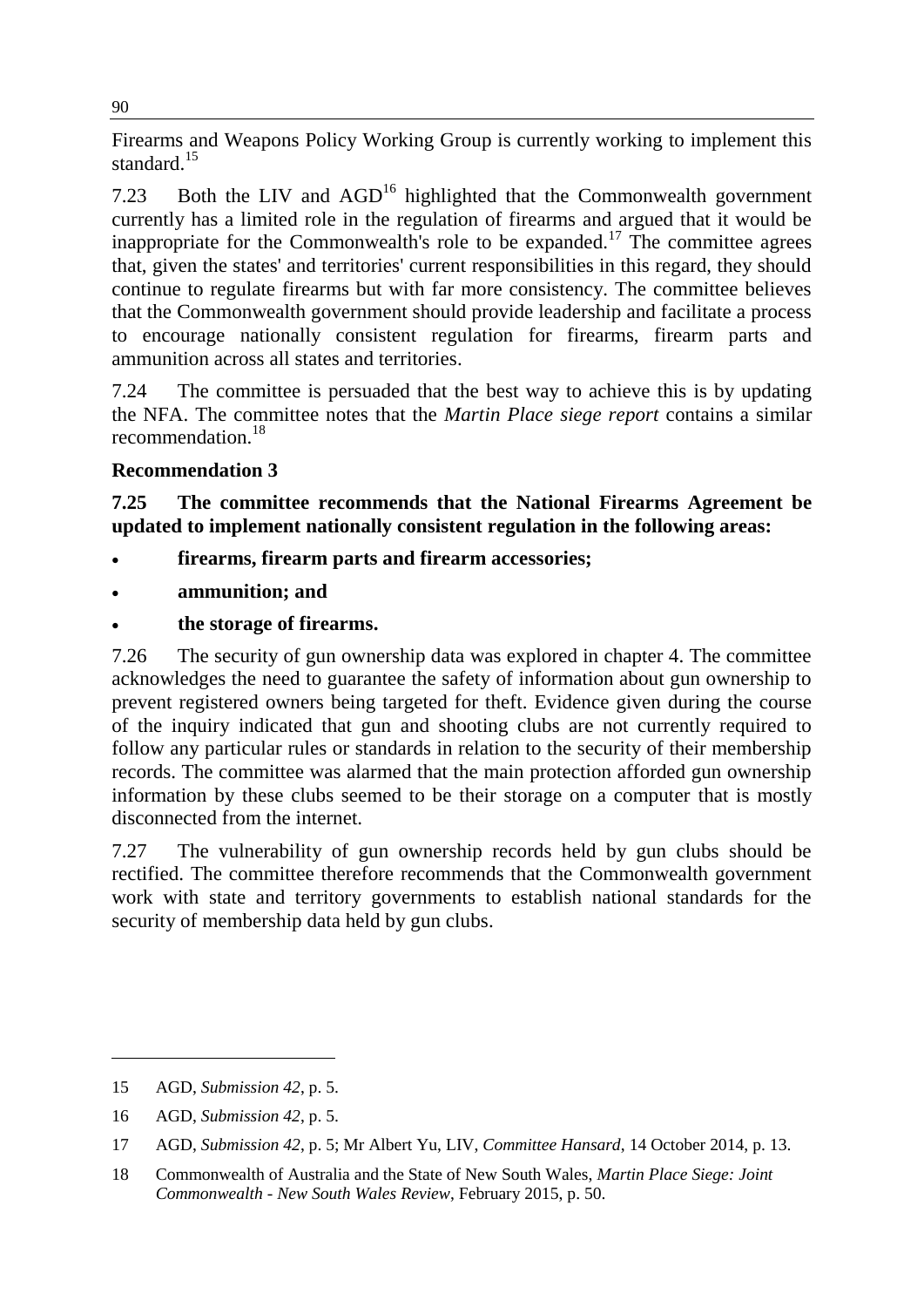Firearms and Weapons Policy Working Group is currently working to implement this standard.[15]

7.23 Both the LIV and AGD[16] highlighted that the Commonwealth government currently has a limited role in the regulation of firearms and argued that it would be inappropriate for the Commonwealth's role to be expanded.[17] The committee agrees that, given the states' and territories' current responsibilities in this regard, they should continue to regulate firearms but with far more consistency. The committee believes that the Commonwealth government should provide leadership and facilitate a process to encourage nationally consistent regulation for firearms, firearm parts and ammunition across all states and territories.

7.24 The committee is persuaded that the best way to achieve this is by updating the NFA. The committee notes that the *Martin Place siege report* contains a similar recommendation.[18]

**Recommendation 3**

**7.25 The committee recommends that the National Firearms Agreement be updated to implement nationally consistent regulation in the following areas:**

- **firearms, firearm parts and firearm accessories;**
- **ammunition; and**
- **the storage of firearms.**

7.26 The security of gun ownership data was explored in chapter 4. The committee acknowledges the need to guarantee the safety of information about gun ownership to prevent registered owners being targeted for theft. Evidence given during the course of the inquiry indicated that gun and shooting clubs are not currently required to follow any particular rules or standards in relation to the security of their membership records. The committee was alarmed that the main protection afforded gun ownership information by these clubs seemed to be their storage on a computer that is mostly disconnected from the internet.

7.27 The vulnerability of gun ownership records held by gun clubs should be rectified. The committee therefore recommends that the Commonwealth government work with state and territory governments to establish national standards for the security of membership data held by gun clubs.

---

15 AGD, *Submission 42*, p. 5.

16 AGD, *Submission 42*, p. 5.

17 AGD, *Submission 42*, p. 5; Mr Albert Yu, LIV, *Committee Hansard*, 14 October 2014, p. 13.

18 Commonwealth of Australia and the State of New South Wales, *Martin Place Siege: Joint Commonwealth - New South Wales Review*, February 2015, p. 50.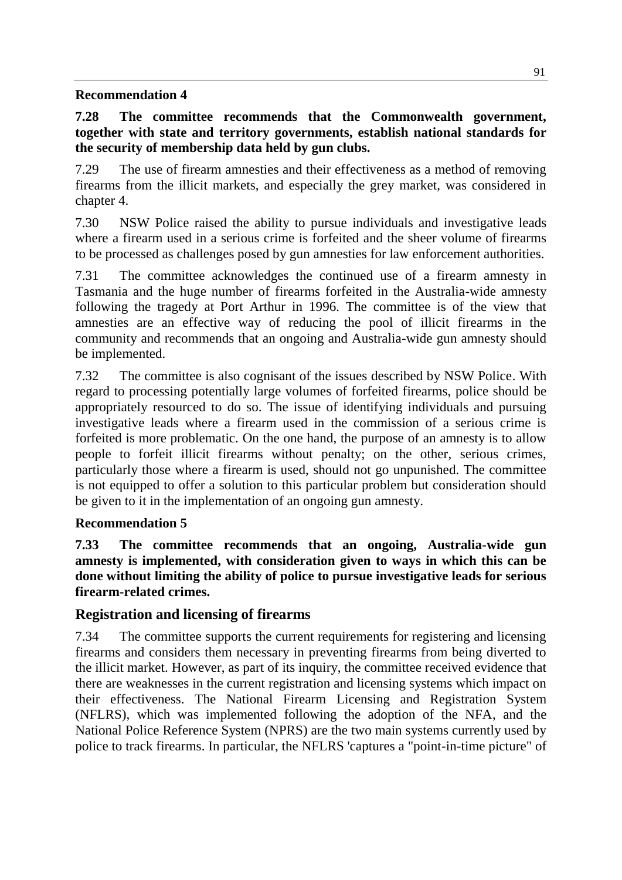**Recommendation 4**

**7.28 The committee recommends that the Commonwealth government, together with state and territory governments, establish national standards for the security of membership data held by gun clubs.**

7.29 The use of firearm amnesties and their effectiveness as a method of removing firearms from the illicit markets, and especially the grey market, was considered in chapter 4.

7.30 NSW Police raised the ability to pursue individuals and investigative leads where a firearm used in a serious crime is forfeited and the sheer volume of firearms to be processed as challenges posed by gun amnesties for law enforcement authorities.

7.31 The committee acknowledges the continued use of a firearm amnesty in Tasmania and the huge number of firearms forfeited in the Australia-wide amnesty following the tragedy at Port Arthur in 1996. The committee is of the view that amnesties are an effective way of reducing the pool of illicit firearms in the community and recommends that an ongoing and Australia-wide gun amnesty should be implemented.

7.32 The committee is also cognisant of the issues described by NSW Police. With regard to processing potentially large volumes of forfeited firearms, police should be appropriately resourced to do so. The issue of identifying individuals and pursuing investigative leads where a firearm used in the commission of a serious crime is forfeited is more problematic. On the one hand, the purpose of an amnesty is to allow people to forfeit illicit firearms without penalty; on the other, serious crimes, particularly those where a firearm is used, should not go unpunished. The committee is not equipped to offer a solution to this particular problem but consideration should be given to it in the implementation of an ongoing gun amnesty.

**Recommendation 5**

**7.33 The committee recommends that an ongoing, Australia-wide gun amnesty is implemented, with consideration given to ways in which this can be done without limiting the ability of police to pursue investigative leads for serious firearm-related crimes.**

## Registration and licensing of firearms

7.34 The committee supports the current requirements for registering and licensing firearms and considers them necessary in preventing firearms from being diverted to the illicit market. However, as part of its inquiry, the committee received evidence that there are weaknesses in the current registration and licensing systems which impact on their effectiveness. The National Firearm Licensing and Registration System (NFLRS), which was implemented following the adoption of the NFA, and the National Police Reference System (NPRS) are the two main systems currently used by police to track firearms. In particular, the NFLRS 'captures a "point-in-time picture" of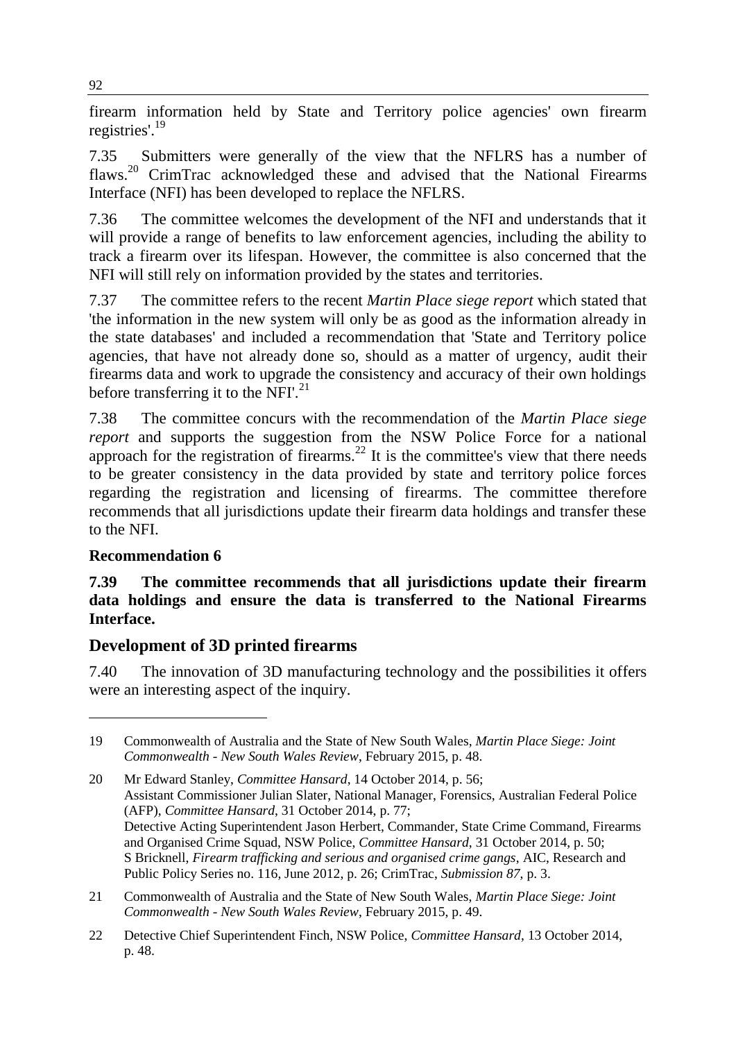firearm information held by State and Territory police agencies' own firearm registries'.[19]

7.35 Submitters were generally of the view that the NFLRS has a number of flaws.[20] CrimTrac acknowledged these and advised that the National Firearms Interface (NFI) has been developed to replace the NFLRS.

7.36 The committee welcomes the development of the NFI and understands that it will provide a range of benefits to law enforcement agencies, including the ability to track a firearm over its lifespan. However, the committee is also concerned that the NFI will still rely on information provided by the states and territories.

7.37 The committee refers to the recent *Martin Place siege report* which stated that 'the information in the new system will only be as good as the information already in the state databases' and included a recommendation that 'State and Territory police agencies, that have not already done so, should as a matter of urgency, audit their firearms data and work to upgrade the consistency and accuracy of their own holdings before transferring it to the NFI'.[21]

7.38 The committee concurs with the recommendation of the *Martin Place siege report* and supports the suggestion from the NSW Police Force for a national approach for the registration of firearms.[22] It is the committee's view that there needs to be greater consistency in the data provided by state and territory police forces regarding the registration and licensing of firearms. The committee therefore recommends that all jurisdictions update their firearm data holdings and transfer these to the NFI.

**Recommendation 6**

**7.39 The committee recommends that all jurisdictions update their firearm data holdings and ensure the data is transferred to the National Firearms Interface.**

## Development of 3D printed firearms

7.40 The innovation of 3D manufacturing technology and the possibilities it offers were an interesting aspect of the inquiry.

---

19 Commonwealth of Australia and the State of New South Wales, *Martin Place Siege: Joint Commonwealth - New South Wales Review*, February 2015, p. 48.

20 Mr Edward Stanley, *Committee Hansard*, 14 October 2014, p. 56; Assistant Commissioner Julian Slater, National Manager, Forensics, Australian Federal Police (AFP), *Committee Hansard*, 31 October 2014, p. 77; Detective Acting Superintendent Jason Herbert, Commander, State Crime Command, Firearms and Organised Crime Squad, NSW Police, *Committee Hansard*, 31 October 2014, p. 50; S Bricknell, *Firearm trafficking and serious and organised crime gangs*, AIC, Research and Public Policy Series no. 116, June 2012, p. 26; CrimTrac, *Submission 87*, p. 3.

21 Commonwealth of Australia and the State of New South Wales, *Martin Place Siege: Joint Commonwealth - New South Wales Review*, February 2015, p. 49.

22 Detective Chief Superintendent Finch, NSW Police, *Committee Hansard*, 13 October 2014, p. 48.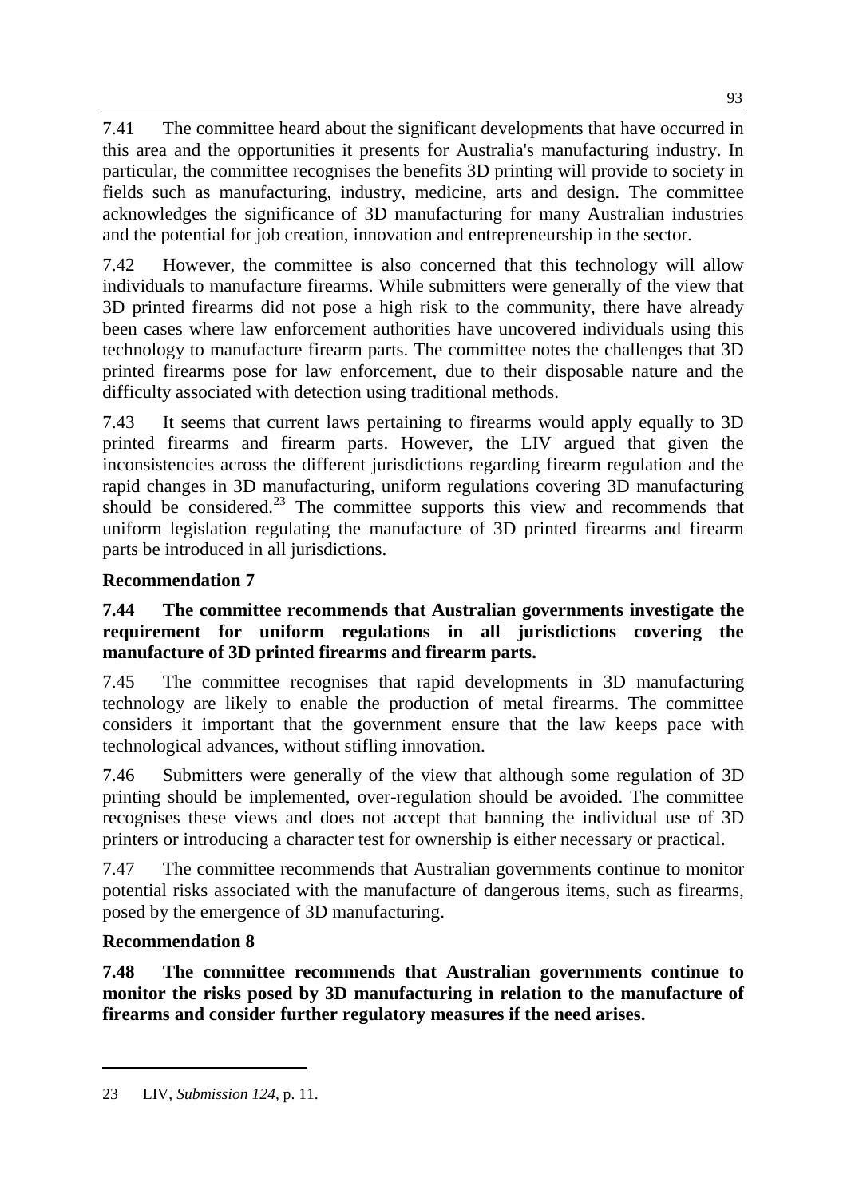7.41 The committee heard about the significant developments that have occurred in this area and the opportunities it presents for Australia's manufacturing industry. In particular, the committee recognises the benefits 3D printing will provide to society in fields such as manufacturing, industry, medicine, arts and design. The committee acknowledges the significance of 3D manufacturing for many Australian industries and the potential for job creation, innovation and entrepreneurship in the sector.

7.42 However, the committee is also concerned that this technology will allow individuals to manufacture firearms. While submitters were generally of the view that 3D printed firearms did not pose a high risk to the community, there have already been cases where law enforcement authorities have uncovered individuals using this technology to manufacture firearm parts. The committee notes the challenges that 3D printed firearms pose for law enforcement, due to their disposable nature and the difficulty associated with detection using traditional methods.

7.43 It seems that current laws pertaining to firearms would apply equally to 3D printed firearms and firearm parts. However, the LIV argued that given the inconsistencies across the different jurisdictions regarding firearm regulation and the rapid changes in 3D manufacturing, uniform regulations covering 3D manufacturing should be considered.[23] The committee supports this view and recommends that uniform legislation regulating the manufacture of 3D printed firearms and firearm parts be introduced in all jurisdictions.

**Recommendation 7**

**7.44 The committee recommends that Australian governments investigate the requirement for uniform regulations in all jurisdictions covering the manufacture of 3D printed firearms and firearm parts.**

7.45 The committee recognises that rapid developments in 3D manufacturing technology are likely to enable the production of metal firearms. The committee considers it important that the government ensure that the law keeps pace with technological advances, without stifling innovation.

7.46 Submitters were generally of the view that although some regulation of 3D printing should be implemented, over-regulation should be avoided. The committee recognises these views and does not accept that banning the individual use of 3D printers or introducing a character test for ownership is either necessary or practical.

7.47 The committee recommends that Australian governments continue to monitor potential risks associated with the manufacture of dangerous items, such as firearms, posed by the emergence of 3D manufacturing.

**Recommendation 8**

**7.48 The committee recommends that Australian governments continue to monitor the risks posed by 3D manufacturing in relation to the manufacture of firearms and consider further regulatory measures if the need arises.**

---

23 LIV, *Submission 124*, p. 11.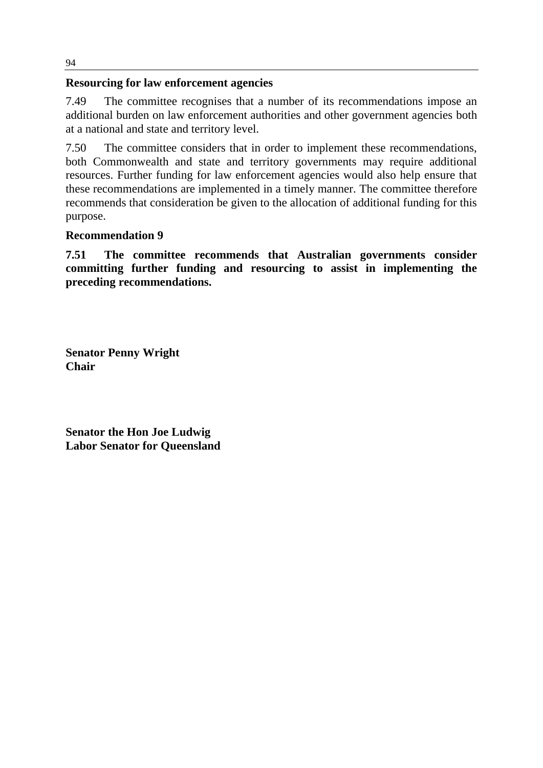### Resourcing for law enforcement agencies

7.49 The committee recognises that a number of its recommendations impose an additional burden on law enforcement authorities and other government agencies both at a national and state and territory level.

7.50 The committee considers that in order to implement these recommendations, both Commonwealth and state and territory governments may require additional resources. Further funding for law enforcement agencies would also help ensure that these recommendations are implemented in a timely manner. The committee therefore recommends that consideration be given to the allocation of additional funding for this purpose.

**Recommendation 9**

**7.51 The committee recommends that Australian governments consider committing further funding and resourcing to assist in implementing the preceding recommendations.**

**Senator Penny Wright**
**Chair**

**Senator the Hon Joe Ludwig**
**Labor Senator for Queensland**